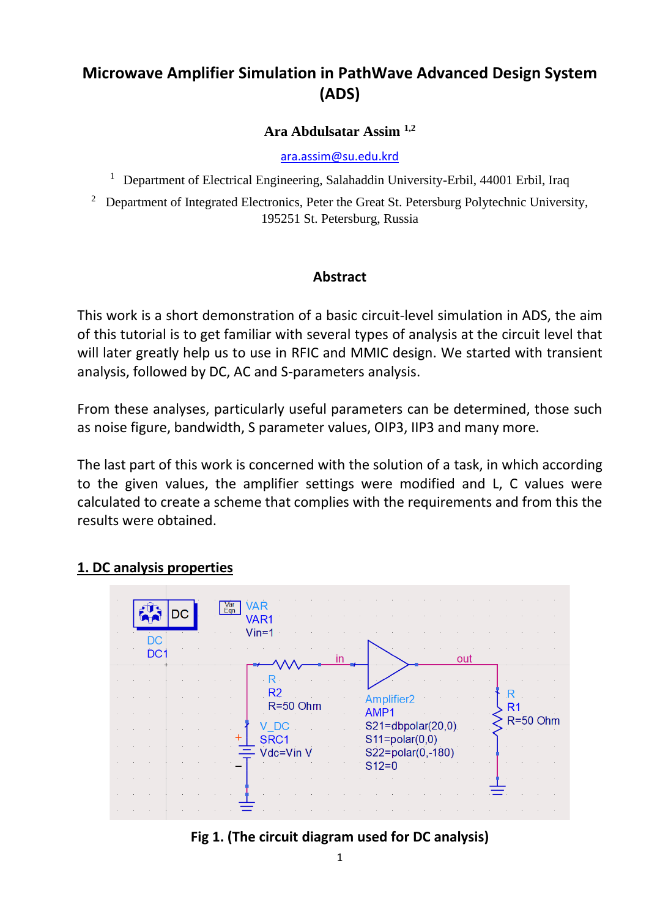# Microwave Amplifier Simulation in PathWave Advanced Design System (ADS)

**Ara Abdulsatar Assim** [1,2]

ara.assim@su.edu.krd

[1] Department of Electrical Engineering, Salahaddin University-Erbil, 44001 Erbil, Iraq

[2] Department of Integrated Electronics, Peter the Great St. Petersburg Polytechnic University, 195251 St. Petersburg, Russia

## Abstract

This work is a short demonstration of a basic circuit-level simulation in ADS, the aim of this tutorial is to get familiar with several types of analysis at the circuit level that will later greatly help us to use in RFIC and MMIC design. We started with transient analysis, followed by DC, AC and S-parameters analysis.

From these analyses, particularly useful parameters can be determined, those such as noise figure, bandwidth, S parameter values, OIP3, IIP3 and many more.

The last part of this work is concerned with the solution of a task, in which according to the given values, the amplifier settings were modified and L, C values were calculated to create a scheme that complies with the requirements and from this the results were obtained.

## 1. DC analysis properties

DC
DC1

VAR
VAR1
Vin=1

R
R2
R=50 Ohm

V_DC
SRC1
Vdc=Vin V

in

Amplifier2
AMP1
S21=dbpolar(20,0)
S11=polar(0,0)
S22=polar(0,-180)
S12=0

out

R
R1
R=50 Ohm

**Fig 1. (The circuit diagram used for DC analysis)**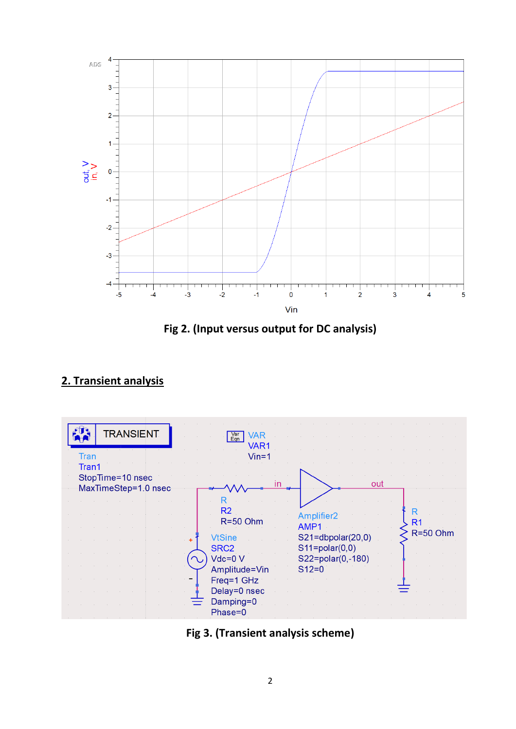Fig 2. (Input versus output for DC analysis)

## 2. Transient analysis

Fig 3. (Transient analysis scheme)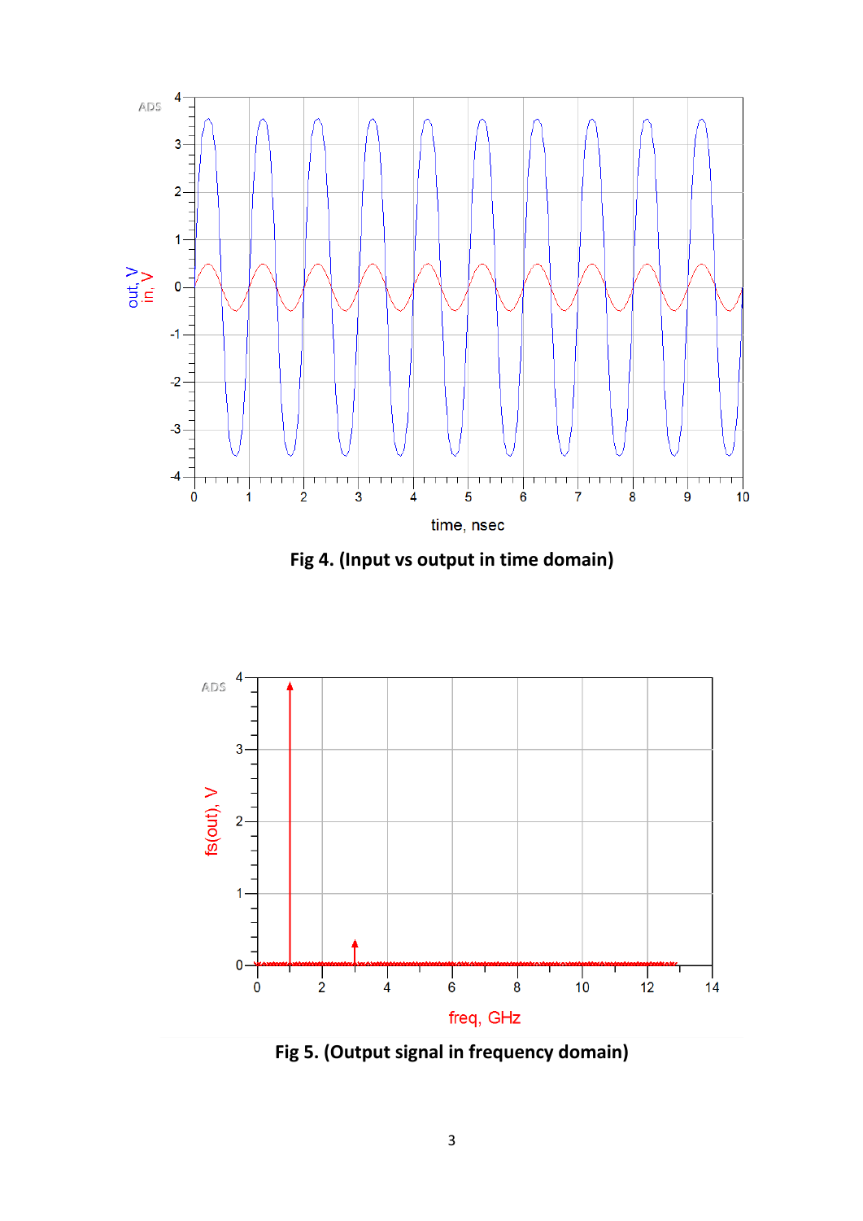**Fig 4. (Input vs output in time domain)**

**Fig 5. (Output signal in frequency domain)**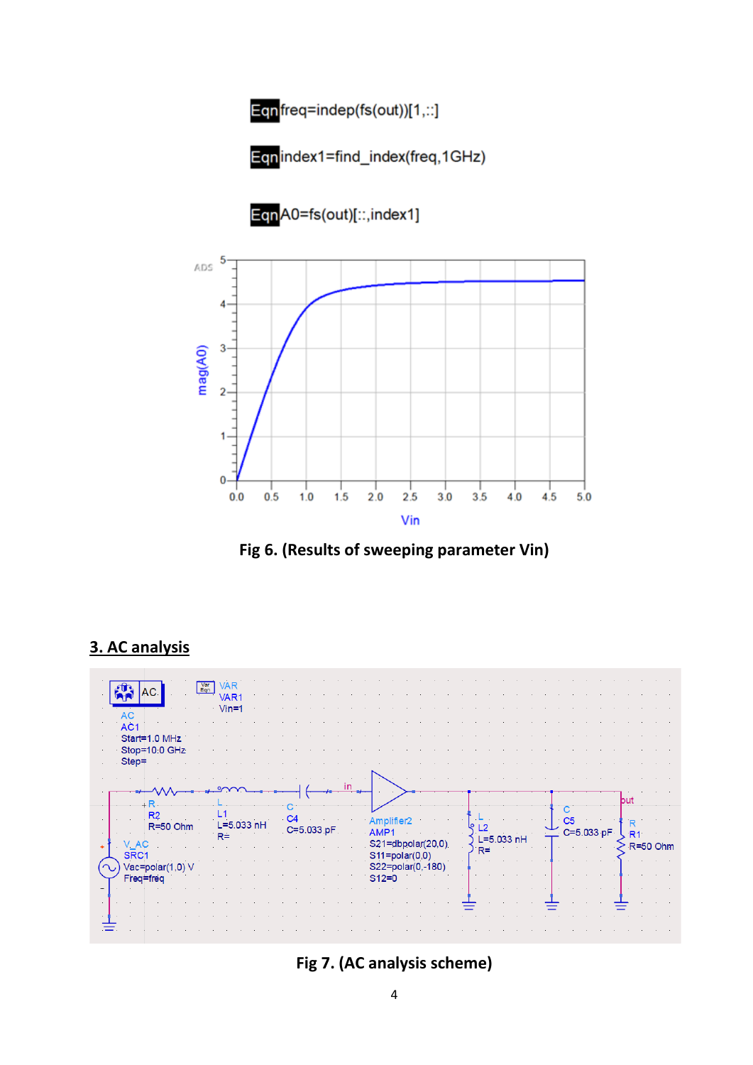Eqn freq=indep(fs(out))[1,::]

Eqn index1=find_index(freq,1GHz)

Eqn A0=fs(out)[::,index1]

**Fig 6. (Results of sweeping parameter Vin)**

## 3. AC analysis

**Fig 7. (AC analysis scheme)**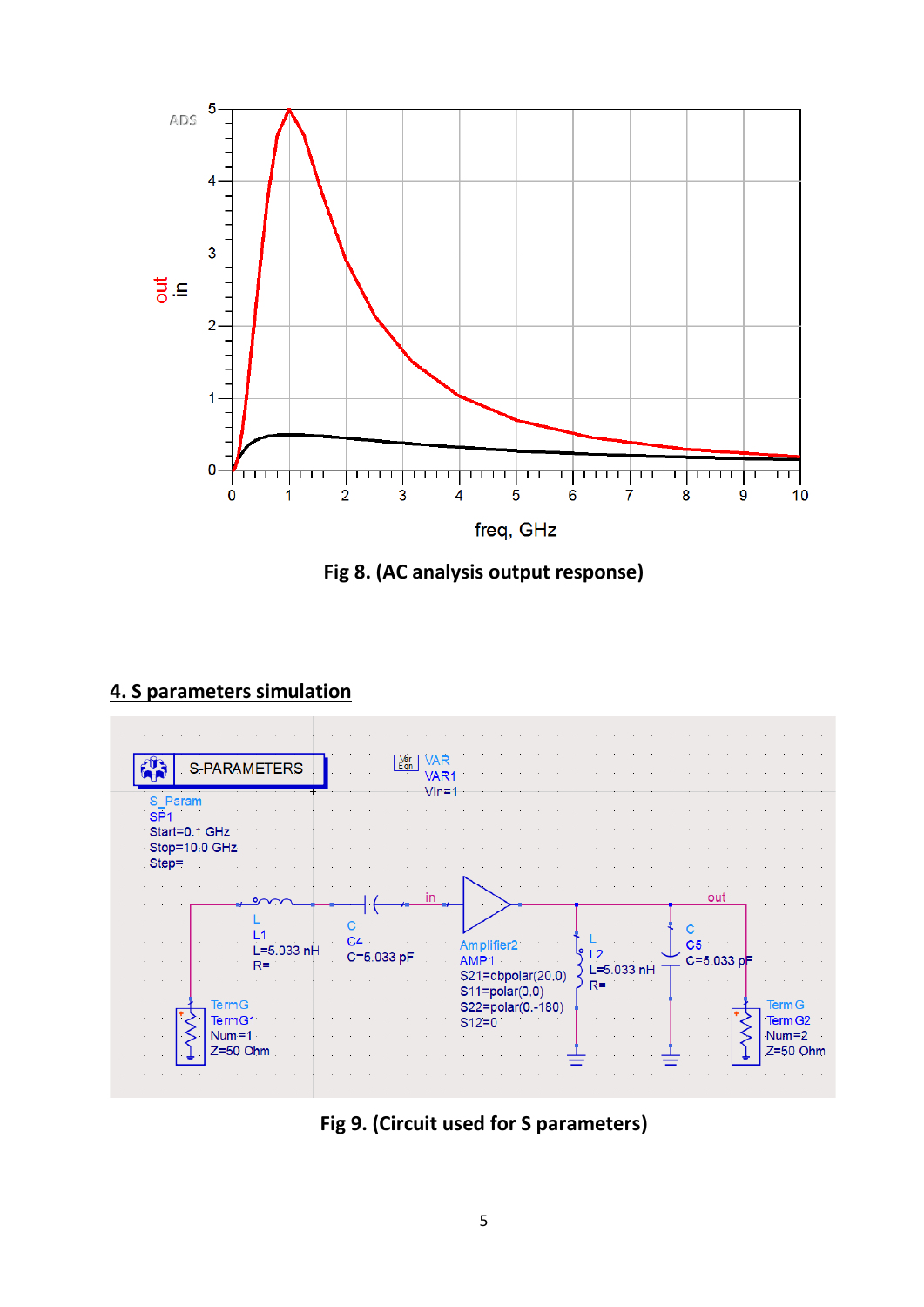Fig 8. (AC analysis output response)

## 4. S parameters simulation

Fig 9. (Circuit used for S parameters)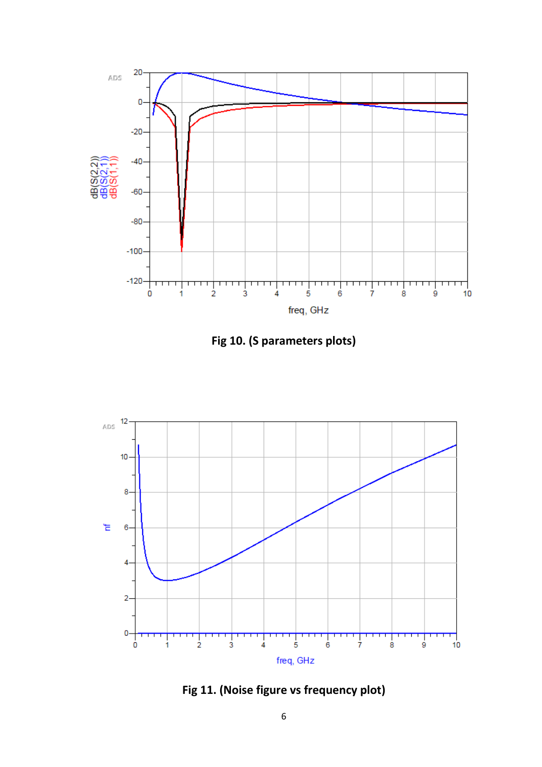**Fig 10. (S parameters plots)**

**Fig 11. (Noise figure vs frequency plot)**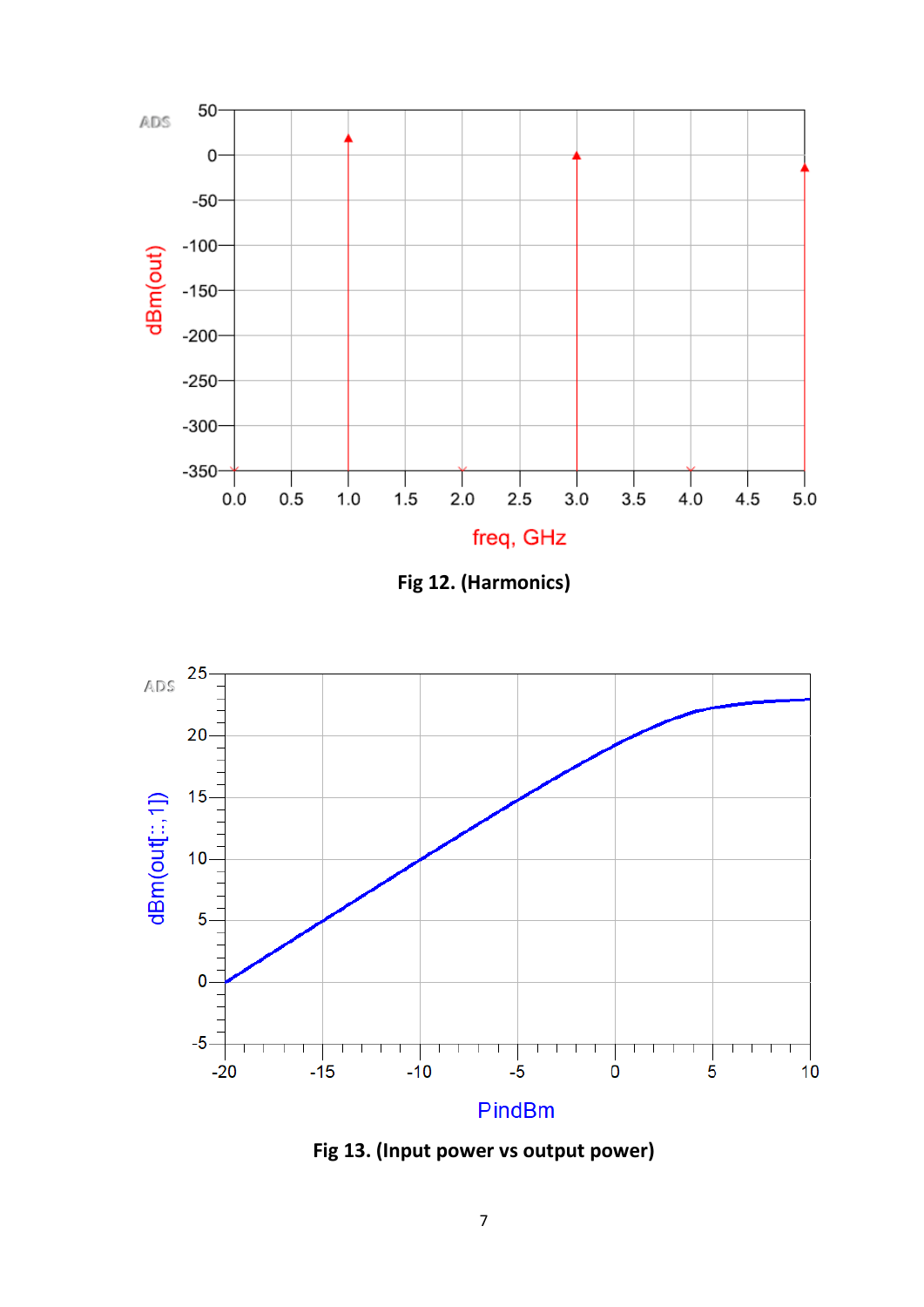**Fig 12. (Harmonics)**

**Fig 13. (Input power vs output power)**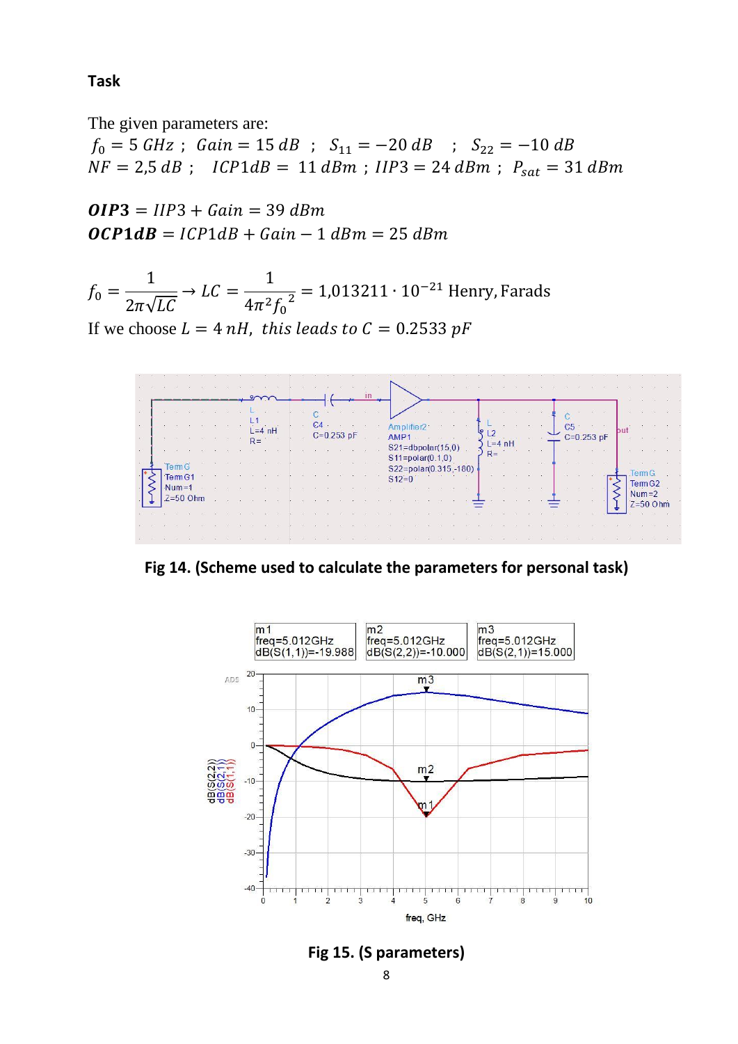**Task**

The given parameters are:

$f_0 = 5\ GHz$ ; $Gain = 15\ dB$ ; $S_{11} = -20\ dB$ ; $S_{22} = -10\ dB$

$NF = 2{,}5\ dB$ ; $ICP1dB = 11\ dBm$ ; $IIP3 = 24\ dBm$ ; $P_{sat} = 31\ dBm$

$\boldsymbol{OIP3} = IIP3 + Gain = 39\ dBm$

$\boldsymbol{OCP1dB} = ICP1dB + Gain - 1\ dBm = 25\ dBm$

$$f_0 = \frac{1}{2\pi\sqrt{LC}} \rightarrow LC = \frac{1}{4\pi^2 {f_0}^2} = 1{,}013211 \cdot 10^{-21} \text{ Henry, Farads}$$

If we choose $L = 4\ nH$, *this leads to* $C = 0.2533\ pF$

**Fig 14. (Scheme used to calculate the parameters for personal task)**

**Fig 15. (S parameters)**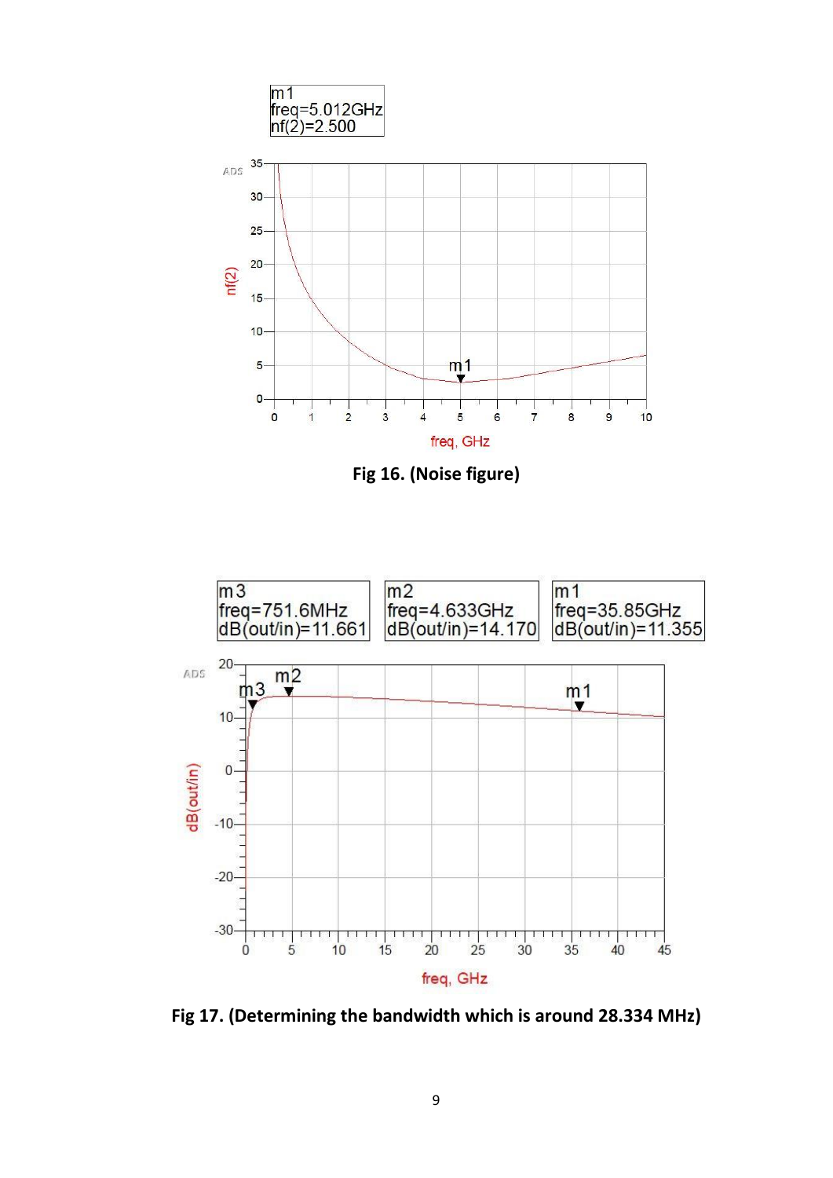**Fig 16. (Noise figure)**

**Fig 17. (Determining the bandwidth which is around 28.334 MHz)**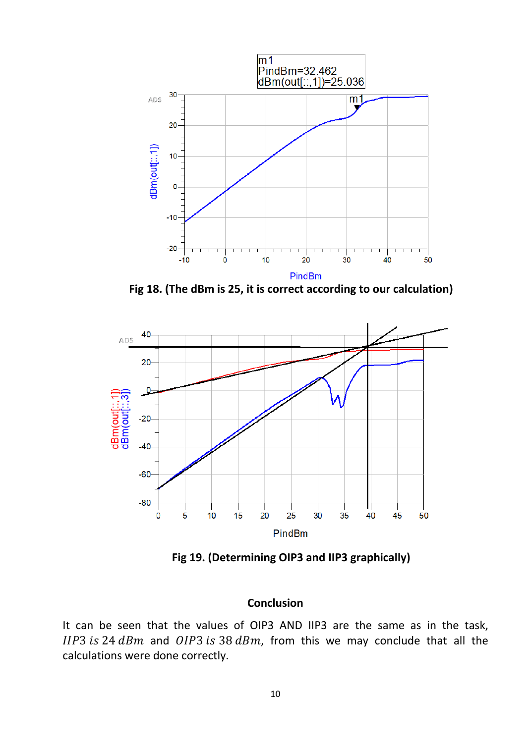m1
PindBm=32.462
dBm(out[::,1])=25.036

ADS

dBm(out[::,1])

PindBm

Fig 18. (The dBm is 25, it is correct according to our calculation)

ADS

dBm(out[::,1])
dBm(out[::,3])

PindBm

Fig 19. (Determining OIP3 and IIP3 graphically)

## Conclusion

It can be seen that the values of OIP3 AND IIP3 are the same as in the task, $IIP3\ is\ 24\ dBm$ and $OIP3\ is\ 38\ dBm$, from this we may conclude that all the calculations were done correctly.